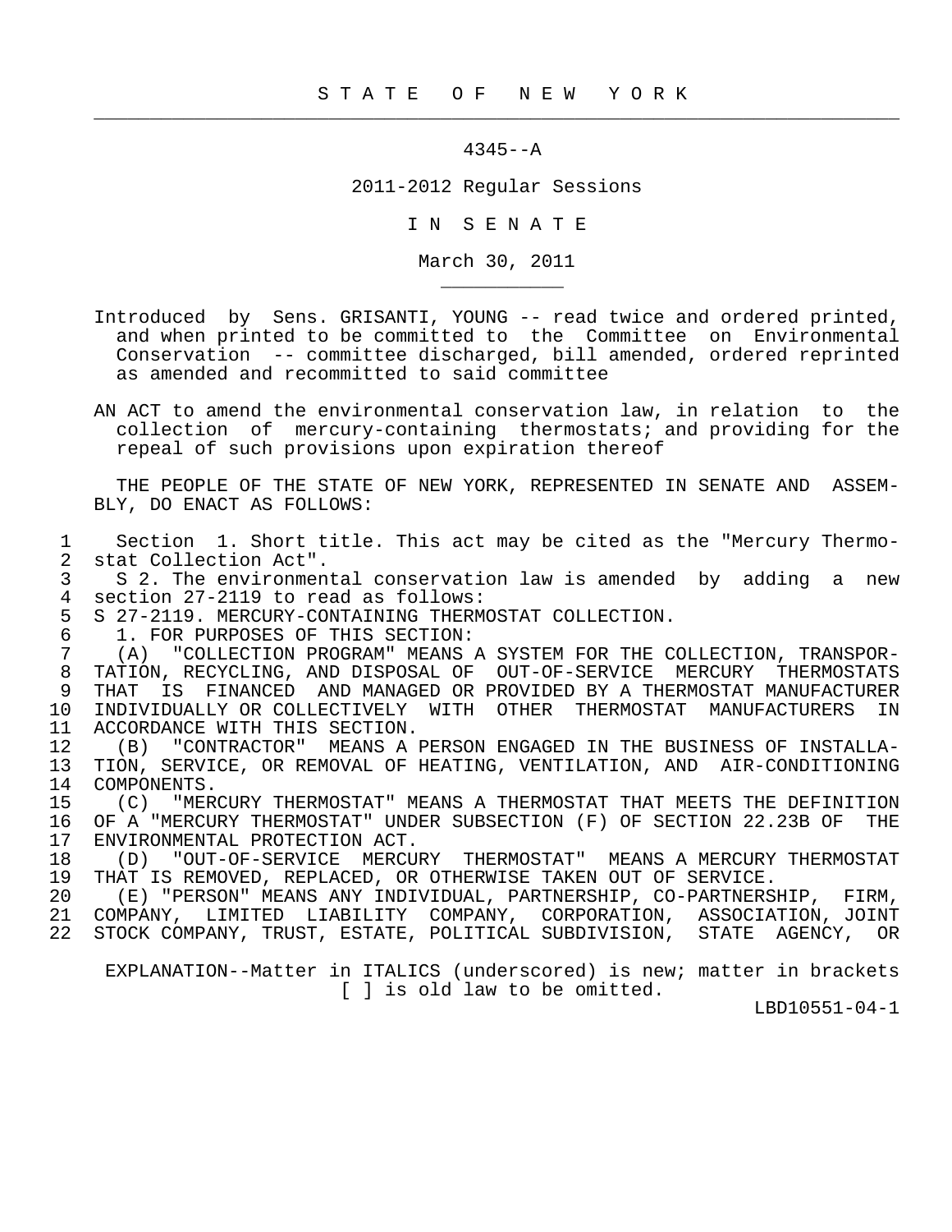S T A T E O F N E W Y O R K

---

4345--A

2011-2012 Regular Sessions

I N S E N A T E

March 30, 2011

---

Introduced by Sens. GRISANTI, YOUNG -- read twice and ordered printed, and when printed to be committed to the Committee on Environmental Conservation -- committee discharged, bill amended, ordered reprinted as amended and recommitted to said committee

AN ACT to amend the environmental conservation law, in relation to the collection of mercury-containing thermostats; and providing for the repeal of such provisions upon expiration thereof

THE PEOPLE OF THE STATE OF NEW YORK, REPRESENTED IN SENATE AND ASSEMBLY, DO ENACT AS FOLLOWS:

1 Section 1. Short title. This act may be cited as the "Mercury Thermo-
2 stat Collection Act".
3 S 2. The environmental conservation law is amended by adding a new
4 section 27-2119 to read as follows:
5 S 27-2119. MERCURY-CONTAINING THERMOSTAT COLLECTION.
6 1. FOR PURPOSES OF THIS SECTION:
7 (A) "COLLECTION PROGRAM" MEANS A SYSTEM FOR THE COLLECTION, TRANSPOR-
8 TATION, RECYCLING, AND DISPOSAL OF OUT-OF-SERVICE MERCURY THERMOSTATS
9 THAT IS FINANCED AND MANAGED OR PROVIDED BY A THERMOSTAT MANUFACTURER
10 INDIVIDUALLY OR COLLECTIVELY WITH OTHER THERMOSTAT MANUFACTURERS IN
11 ACCORDANCE WITH THIS SECTION.
12 (B) "CONTRACTOR" MEANS A PERSON ENGAGED IN THE BUSINESS OF INSTALLA-
13 TION, SERVICE, OR REMOVAL OF HEATING, VENTILATION, AND AIR-CONDITIONING
14 COMPONENTS.
15 (C) "MERCURY THERMOSTAT" MEANS A THERMOSTAT THAT MEETS THE DEFINITION
16 OF A "MERCURY THERMOSTAT" UNDER SUBSECTION (F) OF SECTION 22.23B OF THE
17 ENVIRONMENTAL PROTECTION ACT.
18 (D) "OUT-OF-SERVICE MERCURY THERMOSTAT" MEANS A MERCURY THERMOSTAT
19 THAT IS REMOVED, REPLACED, OR OTHERWISE TAKEN OUT OF SERVICE.
20 (E) "PERSON" MEANS ANY INDIVIDUAL, PARTNERSHIP, CO-PARTNERSHIP, FIRM,
21 COMPANY, LIMITED LIABILITY COMPANY, CORPORATION, ASSOCIATION, JOINT
22 STOCK COMPANY, TRUST, ESTATE, POLITICAL SUBDIVISION, STATE AGENCY, OR

EXPLANATION--Matter in ITALICS (underscored) is new; matter in brackets [ ] is old law to be omitted.

LBD10551-04-1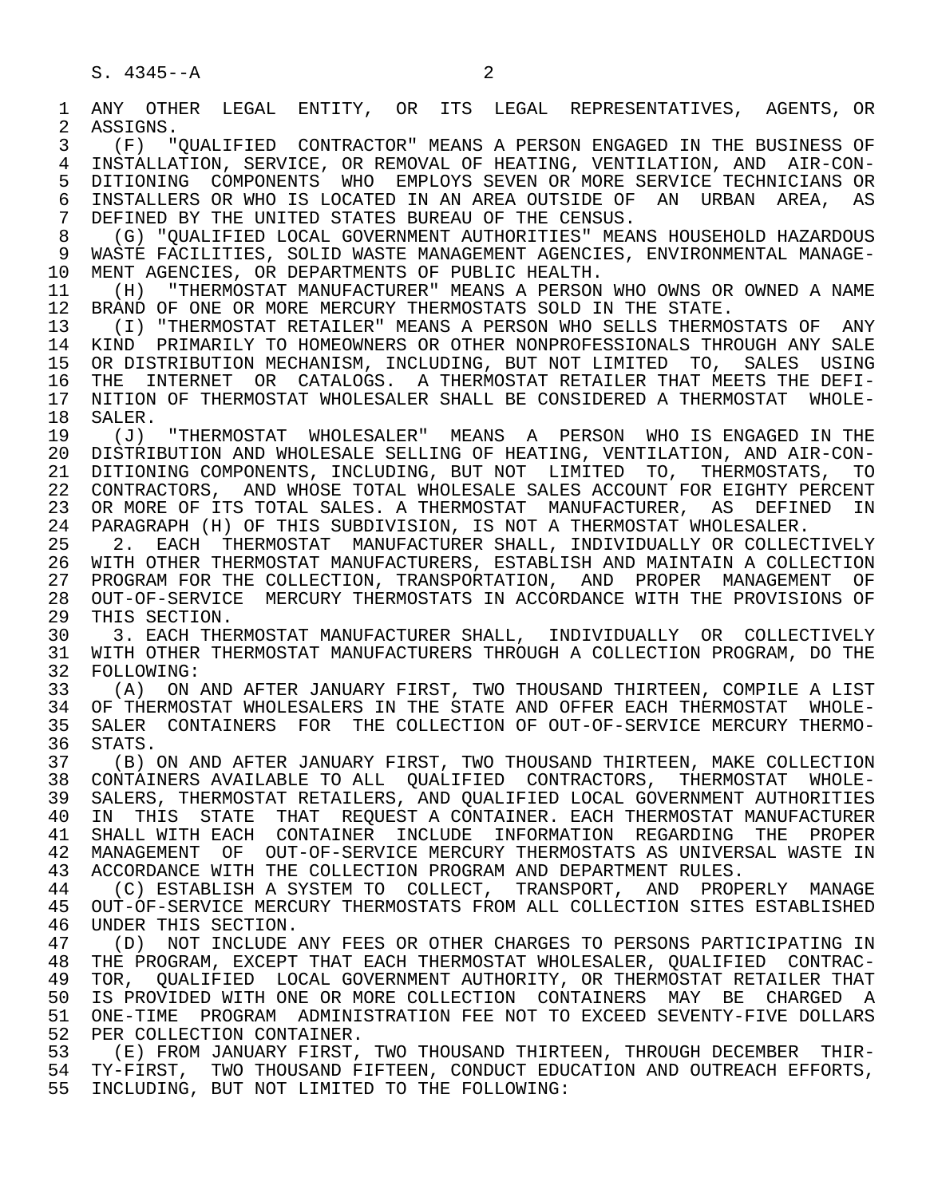ANY OTHER LEGAL ENTITY, OR ITS LEGAL REPRESENTATIVES, AGENTS, OR ASSIGNS.

(F) "QUALIFIED CONTRACTOR" MEANS A PERSON ENGAGED IN THE BUSINESS OF INSTALLATION, SERVICE, OR REMOVAL OF HEATING, VENTILATION, AND AIR-CONDITIONING COMPONENTS WHO EMPLOYS SEVEN OR MORE SERVICE TECHNICIANS OR INSTALLERS OR WHO IS LOCATED IN AN AREA OUTSIDE OF AN URBAN AREA, AS DEFINED BY THE UNITED STATES BUREAU OF THE CENSUS.

(G) "QUALIFIED LOCAL GOVERNMENT AUTHORITIES" MEANS HOUSEHOLD HAZARDOUS WASTE FACILITIES, SOLID WASTE MANAGEMENT AGENCIES, ENVIRONMENTAL MANAGEMENT AGENCIES, OR DEPARTMENTS OF PUBLIC HEALTH.

(H) "THERMOSTAT MANUFACTURER" MEANS A PERSON WHO OWNS OR OWNED A NAME BRAND OF ONE OR MORE MERCURY THERMOSTATS SOLD IN THE STATE.

(I) "THERMOSTAT RETAILER" MEANS A PERSON WHO SELLS THERMOSTATS OF ANY KIND PRIMARILY TO HOMEOWNERS OR OTHER NONPROFESSIONALS THROUGH ANY SALE OR DISTRIBUTION MECHANISM, INCLUDING, BUT NOT LIMITED TO, SALES USING THE INTERNET OR CATALOGS. A THERMOSTAT RETAILER THAT MEETS THE DEFINITION OF THERMOSTAT WHOLESALER SHALL BE CONSIDERED A THERMOSTAT WHOLESALER.

(J) "THERMOSTAT WHOLESALER" MEANS A PERSON WHO IS ENGAGED IN THE DISTRIBUTION AND WHOLESALE SELLING OF HEATING, VENTILATION, AND AIR-CONDITIONING COMPONENTS, INCLUDING, BUT NOT LIMITED TO, THERMOSTATS, TO CONTRACTORS, AND WHOSE TOTAL WHOLESALE SALES ACCOUNT FOR EIGHTY PERCENT OR MORE OF ITS TOTAL SALES. A THERMOSTAT MANUFACTURER, AS DEFINED IN PARAGRAPH (H) OF THIS SUBDIVISION, IS NOT A THERMOSTAT WHOLESALER.

2. EACH THERMOSTAT MANUFACTURER SHALL, INDIVIDUALLY OR COLLECTIVELY WITH OTHER THERMOSTAT MANUFACTURERS, ESTABLISH AND MAINTAIN A COLLECTION PROGRAM FOR THE COLLECTION, TRANSPORTATION, AND PROPER MANAGEMENT OF OUT-OF-SERVICE MERCURY THERMOSTATS IN ACCORDANCE WITH THE PROVISIONS OF THIS SECTION.

3. EACH THERMOSTAT MANUFACTURER SHALL, INDIVIDUALLY OR COLLECTIVELY WITH OTHER THERMOSTAT MANUFACTURERS THROUGH A COLLECTION PROGRAM, DO THE FOLLOWING:

(A) ON AND AFTER JANUARY FIRST, TWO THOUSAND THIRTEEN, COMPILE A LIST OF THERMOSTAT WHOLESALERS IN THE STATE AND OFFER EACH THERMOSTAT WHOLESALER CONTAINERS FOR THE COLLECTION OF OUT-OF-SERVICE MERCURY THERMOSTATS.

(B) ON AND AFTER JANUARY FIRST, TWO THOUSAND THIRTEEN, MAKE COLLECTION CONTAINERS AVAILABLE TO ALL QUALIFIED CONTRACTORS, THERMOSTAT WHOLESALERS, THERMOSTAT RETAILERS, AND QUALIFIED LOCAL GOVERNMENT AUTHORITIES IN THIS STATE THAT REQUEST A CONTAINER. EACH THERMOSTAT MANUFACTURER SHALL WITH EACH CONTAINER INCLUDE INFORMATION REGARDING THE PROPER MANAGEMENT OF OUT-OF-SERVICE MERCURY THERMOSTATS AS UNIVERSAL WASTE IN ACCORDANCE WITH THE COLLECTION PROGRAM AND DEPARTMENT RULES.

(C) ESTABLISH A SYSTEM TO COLLECT, TRANSPORT, AND PROPERLY MANAGE OUT-OF-SERVICE MERCURY THERMOSTATS FROM ALL COLLECTION SITES ESTABLISHED UNDER THIS SECTION.

(D) NOT INCLUDE ANY FEES OR OTHER CHARGES TO PERSONS PARTICIPATING IN THE PROGRAM, EXCEPT THAT EACH THERMOSTAT WHOLESALER, QUALIFIED CONTRACTOR, QUALIFIED LOCAL GOVERNMENT AUTHORITY, OR THERMOSTAT RETAILER THAT IS PROVIDED WITH ONE OR MORE COLLECTION CONTAINERS MAY BE CHARGED A ONE-TIME PROGRAM ADMINISTRATION FEE NOT TO EXCEED SEVENTY-FIVE DOLLARS PER COLLECTION CONTAINER.

(E) FROM JANUARY FIRST, TWO THOUSAND THIRTEEN, THROUGH DECEMBER THIRTY-FIRST, TWO THOUSAND FIFTEEN, CONDUCT EDUCATION AND OUTREACH EFFORTS, INCLUDING, BUT NOT LIMITED TO THE FOLLOWING: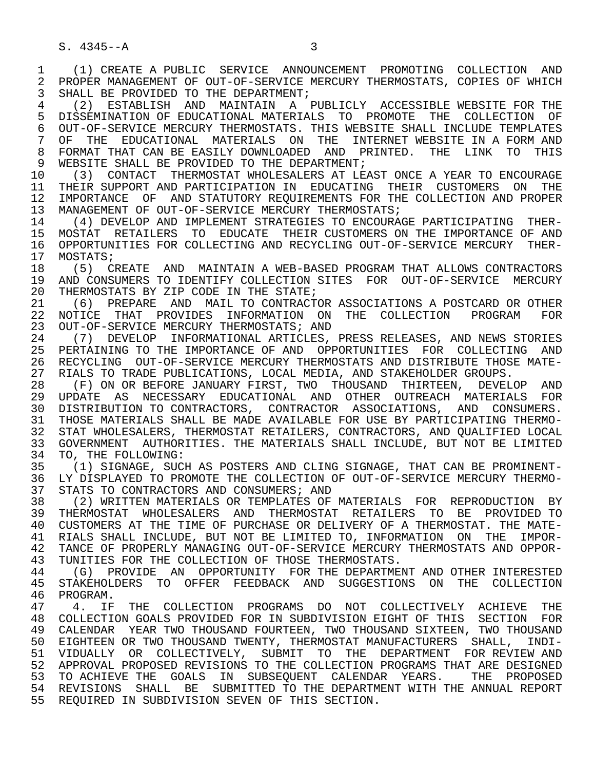(1) CREATE A PUBLIC SERVICE ANNOUNCEMENT PROMOTING COLLECTION AND PROPER MANAGEMENT OF OUT-OF-SERVICE MERCURY THERMOSTATS, COPIES OF WHICH SHALL BE PROVIDED TO THE DEPARTMENT;

(2) ESTABLISH AND MAINTAIN A PUBLICLY ACCESSIBLE WEBSITE FOR THE DISSEMINATION OF EDUCATIONAL MATERIALS TO PROMOTE THE COLLECTION OF OUT-OF-SERVICE MERCURY THERMOSTATS. THIS WEBSITE SHALL INCLUDE TEMPLATES OF THE EDUCATIONAL MATERIALS ON THE INTERNET WEBSITE IN A FORM AND FORMAT THAT CAN BE EASILY DOWNLOADED AND PRINTED. THE LINK TO THIS WEBSITE SHALL BE PROVIDED TO THE DEPARTMENT;

(3) CONTACT THERMOSTAT WHOLESALERS AT LEAST ONCE A YEAR TO ENCOURAGE THEIR SUPPORT AND PARTICIPATION IN EDUCATING THEIR CUSTOMERS ON THE IMPORTANCE OF AND STATUTORY REQUIREMENTS FOR THE COLLECTION AND PROPER MANAGEMENT OF OUT-OF-SERVICE MERCURY THERMOSTATS;

(4) DEVELOP AND IMPLEMENT STRATEGIES TO ENCOURAGE PARTICIPATING THERMOSTAT RETAILERS TO EDUCATE THEIR CUSTOMERS ON THE IMPORTANCE OF AND OPPORTUNITIES FOR COLLECTING AND RECYCLING OUT-OF-SERVICE MERCURY THERMOSTATS;

(5) CREATE AND MAINTAIN A WEB-BASED PROGRAM THAT ALLOWS CONTRACTORS AND CONSUMERS TO IDENTIFY COLLECTION SITES FOR OUT-OF-SERVICE MERCURY THERMOSTATS BY ZIP CODE IN THE STATE;

(6) PREPARE AND MAIL TO CONTRACTOR ASSOCIATIONS A POSTCARD OR OTHER NOTICE THAT PROVIDES INFORMATION ON THE COLLECTION PROGRAM FOR OUT-OF-SERVICE MERCURY THERMOSTATS; AND

(7) DEVELOP INFORMATIONAL ARTICLES, PRESS RELEASES, AND NEWS STORIES PERTAINING TO THE IMPORTANCE OF AND OPPORTUNITIES FOR COLLECTING AND RECYCLING OUT-OF-SERVICE MERCURY THERMOSTATS AND DISTRIBUTE THOSE MATERIALS TO TRADE PUBLICATIONS, LOCAL MEDIA, AND STAKEHOLDER GROUPS.

(F) ON OR BEFORE JANUARY FIRST, TWO THOUSAND THIRTEEN, DEVELOP AND UPDATE AS NECESSARY EDUCATIONAL AND OTHER OUTREACH MATERIALS FOR DISTRIBUTION TO CONTRACTORS, CONTRACTOR ASSOCIATIONS, AND CONSUMERS. THOSE MATERIALS SHALL BE MADE AVAILABLE FOR USE BY PARTICIPATING THERMOSTAT WHOLESALERS, THERMOSTAT RETAILERS, CONTRACTORS, AND QUALIFIED LOCAL GOVERNMENT AUTHORITIES. THE MATERIALS SHALL INCLUDE, BUT NOT BE LIMITED TO, THE FOLLOWING:

(1) SIGNAGE, SUCH AS POSTERS AND CLING SIGNAGE, THAT CAN BE PROMINENTLY DISPLAYED TO PROMOTE THE COLLECTION OF OUT-OF-SERVICE MERCURY THERMOSTATS TO CONTRACTORS AND CONSUMERS; AND

(2) WRITTEN MATERIALS OR TEMPLATES OF MATERIALS FOR REPRODUCTION BY THERMOSTAT WHOLESALERS AND THERMOSTAT RETAILERS TO BE PROVIDED TO CUSTOMERS AT THE TIME OF PURCHASE OR DELIVERY OF A THERMOSTAT. THE MATERIALS SHALL INCLUDE, BUT NOT BE LIMITED TO, INFORMATION ON THE IMPORTANCE OF PROPERLY MANAGING OUT-OF-SERVICE MERCURY THERMOSTATS AND OPPORTUNITIES FOR THE COLLECTION OF THOSE THERMOSTATS.

(G) PROVIDE AN OPPORTUNITY FOR THE DEPARTMENT AND OTHER INTERESTED STAKEHOLDERS TO OFFER FEEDBACK AND SUGGESTIONS ON THE COLLECTION PROGRAM.

4. IF THE COLLECTION PROGRAMS DO NOT COLLECTIVELY ACHIEVE THE COLLECTION GOALS PROVIDED FOR IN SUBDIVISION EIGHT OF THIS SECTION FOR CALENDAR YEAR TWO THOUSAND FOURTEEN, TWO THOUSAND SIXTEEN, TWO THOUSAND EIGHTEEN OR TWO THOUSAND TWENTY, THERMOSTAT MANUFACTURERS SHALL, INDIVIDUALLY OR COLLECTIVELY, SUBMIT TO THE DEPARTMENT FOR REVIEW AND APPROVAL PROPOSED REVISIONS TO THE COLLECTION PROGRAMS THAT ARE DESIGNED TO ACHIEVE THE GOALS IN SUBSEQUENT CALENDAR YEARS. THE PROPOSED REVISIONS SHALL BE SUBMITTED TO THE DEPARTMENT WITH THE ANNUAL REPORT REQUIRED IN SUBDIVISION SEVEN OF THIS SECTION.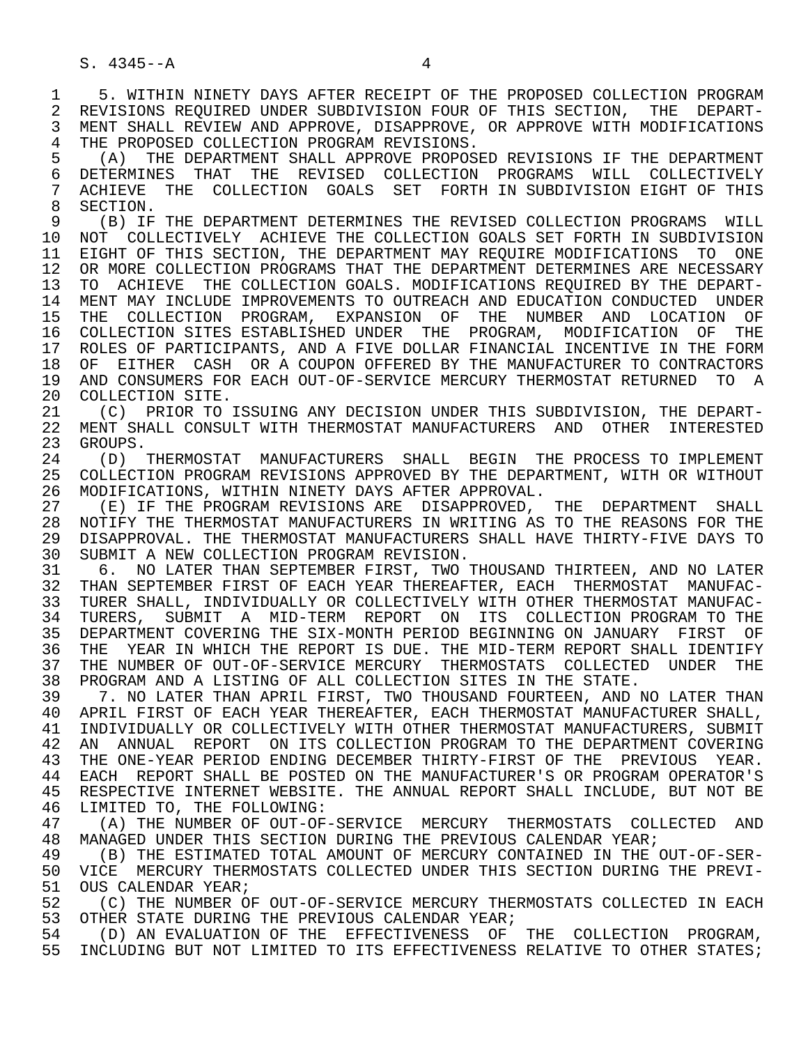5. WITHIN NINETY DAYS AFTER RECEIPT OF THE PROPOSED COLLECTION PROGRAM REVISIONS REQUIRED UNDER SUBDIVISION FOUR OF THIS SECTION, THE DEPARTMENT SHALL REVIEW AND APPROVE, DISAPPROVE, OR APPROVE WITH MODIFICATIONS THE PROPOSED COLLECTION PROGRAM REVISIONS.

(A) THE DEPARTMENT SHALL APPROVE PROPOSED REVISIONS IF THE DEPARTMENT DETERMINES THAT THE REVISED COLLECTION PROGRAMS WILL COLLECTIVELY ACHIEVE THE COLLECTION GOALS SET FORTH IN SUBDIVISION EIGHT OF THIS SECTION.

(B) IF THE DEPARTMENT DETERMINES THE REVISED COLLECTION PROGRAMS WILL NOT COLLECTIVELY ACHIEVE THE COLLECTION GOALS SET FORTH IN SUBDIVISION EIGHT OF THIS SECTION, THE DEPARTMENT MAY REQUIRE MODIFICATIONS TO ONE OR MORE COLLECTION PROGRAMS THAT THE DEPARTMENT DETERMINES ARE NECESSARY TO ACHIEVE THE COLLECTION GOALS. MODIFICATIONS REQUIRED BY THE DEPARTMENT MAY INCLUDE IMPROVEMENTS TO OUTREACH AND EDUCATION CONDUCTED UNDER THE COLLECTION PROGRAM, EXPANSION OF THE NUMBER AND LOCATION OF COLLECTION SITES ESTABLISHED UNDER THE PROGRAM, MODIFICATION OF THE ROLES OF PARTICIPANTS, AND A FIVE DOLLAR FINANCIAL INCENTIVE IN THE FORM OF EITHER CASH OR A COUPON OFFERED BY THE MANUFACTURER TO CONTRACTORS AND CONSUMERS FOR EACH OUT-OF-SERVICE MERCURY THERMOSTAT RETURNED TO A COLLECTION SITE.

(C) PRIOR TO ISSUING ANY DECISION UNDER THIS SUBDIVISION, THE DEPARTMENT SHALL CONSULT WITH THERMOSTAT MANUFACTURERS AND OTHER INTERESTED GROUPS.

(D) THERMOSTAT MANUFACTURERS SHALL BEGIN THE PROCESS TO IMPLEMENT COLLECTION PROGRAM REVISIONS APPROVED BY THE DEPARTMENT, WITH OR WITHOUT MODIFICATIONS, WITHIN NINETY DAYS AFTER APPROVAL.

(E) IF THE PROGRAM REVISIONS ARE DISAPPROVED, THE DEPARTMENT SHALL NOTIFY THE THERMOSTAT MANUFACTURERS IN WRITING AS TO THE REASONS FOR THE DISAPPROVAL. THE THERMOSTAT MANUFACTURERS SHALL HAVE THIRTY-FIVE DAYS TO SUBMIT A NEW COLLECTION PROGRAM REVISION.

6. NO LATER THAN SEPTEMBER FIRST, TWO THOUSAND THIRTEEN, AND NO LATER THAN SEPTEMBER FIRST OF EACH YEAR THEREAFTER, EACH THERMOSTAT MANUFACTURER SHALL, INDIVIDUALLY OR COLLECTIVELY WITH OTHER THERMOSTAT MANUFACTURERS, SUBMIT A MID-TERM REPORT ON ITS COLLECTION PROGRAM TO THE DEPARTMENT COVERING THE SIX-MONTH PERIOD BEGINNING ON JANUARY FIRST OF THE YEAR IN WHICH THE REPORT IS DUE. THE MID-TERM REPORT SHALL IDENTIFY THE NUMBER OF OUT-OF-SERVICE MERCURY THERMOSTATS COLLECTED UNDER THE PROGRAM AND A LISTING OF ALL COLLECTION SITES IN THE STATE.

7. NO LATER THAN APRIL FIRST, TWO THOUSAND FOURTEEN, AND NO LATER THAN APRIL FIRST OF EACH YEAR THEREAFTER, EACH THERMOSTAT MANUFACTURER SHALL, INDIVIDUALLY OR COLLECTIVELY WITH OTHER THERMOSTAT MANUFACTURERS, SUBMIT AN ANNUAL REPORT ON ITS COLLECTION PROGRAM TO THE DEPARTMENT COVERING THE ONE-YEAR PERIOD ENDING DECEMBER THIRTY-FIRST OF THE PREVIOUS YEAR. EACH REPORT SHALL BE POSTED ON THE MANUFACTURER'S OR PROGRAM OPERATOR'S RESPECTIVE INTERNET WEBSITE. THE ANNUAL REPORT SHALL INCLUDE, BUT NOT BE LIMITED TO, THE FOLLOWING:

(A) THE NUMBER OF OUT-OF-SERVICE MERCURY THERMOSTATS COLLECTED AND MANAGED UNDER THIS SECTION DURING THE PREVIOUS CALENDAR YEAR;

(B) THE ESTIMATED TOTAL AMOUNT OF MERCURY CONTAINED IN THE OUT-OF-SERVICE MERCURY THERMOSTATS COLLECTED UNDER THIS SECTION DURING THE PREVIOUS CALENDAR YEAR;

(C) THE NUMBER OF OUT-OF-SERVICE MERCURY THERMOSTATS COLLECTED IN EACH OTHER STATE DURING THE PREVIOUS CALENDAR YEAR;

(D) AN EVALUATION OF THE EFFECTIVENESS OF THE COLLECTION PROGRAM, INCLUDING BUT NOT LIMITED TO ITS EFFECTIVENESS RELATIVE TO OTHER STATES;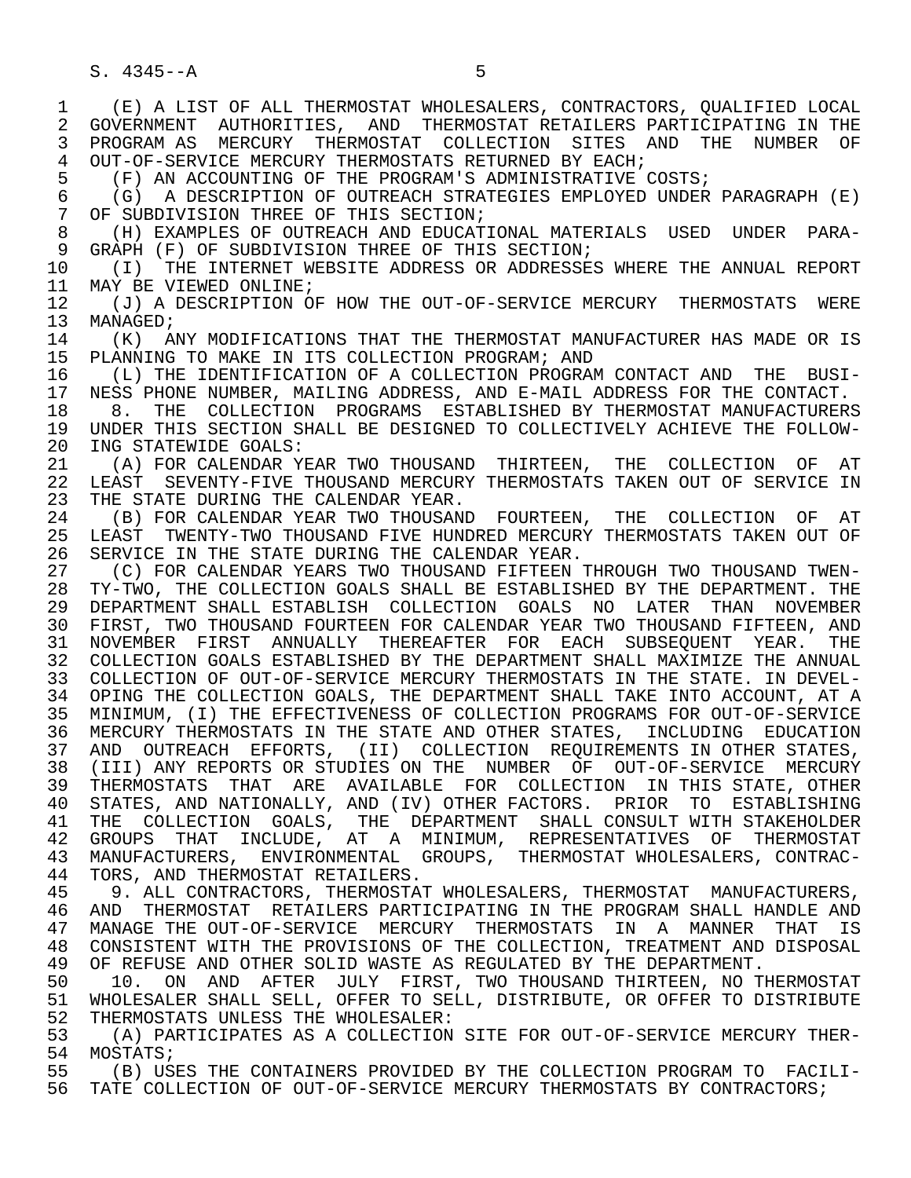(E) A LIST OF ALL THERMOSTAT WHOLESALERS, CONTRACTORS, QUALIFIED LOCAL GOVERNMENT AUTHORITIES, AND THERMOSTAT RETAILERS PARTICIPATING IN THE PROGRAM AS MERCURY THERMOSTAT COLLECTION SITES AND THE NUMBER OF OUT-OF-SERVICE MERCURY THERMOSTATS RETURNED BY EACH;

(F) AN ACCOUNTING OF THE PROGRAM'S ADMINISTRATIVE COSTS;

(G) A DESCRIPTION OF OUTREACH STRATEGIES EMPLOYED UNDER PARAGRAPH (E) OF SUBDIVISION THREE OF THIS SECTION;

(H) EXAMPLES OF OUTREACH AND EDUCATIONAL MATERIALS USED UNDER PARAGRAPH (F) OF SUBDIVISION THREE OF THIS SECTION;

(I) THE INTERNET WEBSITE ADDRESS OR ADDRESSES WHERE THE ANNUAL REPORT MAY BE VIEWED ONLINE;

(J) A DESCRIPTION OF HOW THE OUT-OF-SERVICE MERCURY THERMOSTATS WERE MANAGED;

(K) ANY MODIFICATIONS THAT THE THERMOSTAT MANUFACTURER HAS MADE OR IS PLANNING TO MAKE IN ITS COLLECTION PROGRAM; AND

(L) THE IDENTIFICATION OF A COLLECTION PROGRAM CONTACT AND THE BUSINESS PHONE NUMBER, MAILING ADDRESS, AND E-MAIL ADDRESS FOR THE CONTACT.

8. THE COLLECTION PROGRAMS ESTABLISHED BY THERMOSTAT MANUFACTURERS UNDER THIS SECTION SHALL BE DESIGNED TO COLLECTIVELY ACHIEVE THE FOLLOWING STATEWIDE GOALS:

(A) FOR CALENDAR YEAR TWO THOUSAND THIRTEEN, THE COLLECTION OF AT LEAST SEVENTY-FIVE THOUSAND MERCURY THERMOSTATS TAKEN OUT OF SERVICE IN THE STATE DURING THE CALENDAR YEAR.

(B) FOR CALENDAR YEAR TWO THOUSAND FOURTEEN, THE COLLECTION OF AT LEAST TWENTY-TWO THOUSAND FIVE HUNDRED MERCURY THERMOSTATS TAKEN OUT OF SERVICE IN THE STATE DURING THE CALENDAR YEAR.

(C) FOR CALENDAR YEARS TWO THOUSAND FIFTEEN THROUGH TWO THOUSAND TWENTY-TWO, THE COLLECTION GOALS SHALL BE ESTABLISHED BY THE DEPARTMENT. THE DEPARTMENT SHALL ESTABLISH COLLECTION GOALS NO LATER THAN NOVEMBER FIRST, TWO THOUSAND FOURTEEN FOR CALENDAR YEAR TWO THOUSAND FIFTEEN, AND NOVEMBER FIRST ANNUALLY THEREAFTER FOR EACH SUBSEQUENT YEAR. THE COLLECTION GOALS ESTABLISHED BY THE DEPARTMENT SHALL MAXIMIZE THE ANNUAL COLLECTION OF OUT-OF-SERVICE MERCURY THERMOSTATS IN THE STATE. IN DEVELOPING THE COLLECTION GOALS, THE DEPARTMENT SHALL TAKE INTO ACCOUNT, AT A MINIMUM, (I) THE EFFECTIVENESS OF COLLECTION PROGRAMS FOR OUT-OF-SERVICE MERCURY THERMOSTATS IN THE STATE AND OTHER STATES, INCLUDING EDUCATION AND OUTREACH EFFORTS, (II) COLLECTION REQUIREMENTS IN OTHER STATES, (III) ANY REPORTS OR STUDIES ON THE NUMBER OF OUT-OF-SERVICE MERCURY THERMOSTATS THAT ARE AVAILABLE FOR COLLECTION IN THIS STATE, OTHER STATES, AND NATIONALLY, AND (IV) OTHER FACTORS. PRIOR TO ESTABLISHING THE COLLECTION GOALS, THE DEPARTMENT SHALL CONSULT WITH STAKEHOLDER GROUPS THAT INCLUDE, AT A MINIMUM, REPRESENTATIVES OF THERMOSTAT MANUFACTURERS, ENVIRONMENTAL GROUPS, THERMOSTAT WHOLESALERS, CONTRACTORS, AND THERMOSTAT RETAILERS.

9. ALL CONTRACTORS, THERMOSTAT WHOLESALERS, THERMOSTAT MANUFACTURERS, AND THERMOSTAT RETAILERS PARTICIPATING IN THE PROGRAM SHALL HANDLE AND MANAGE THE OUT-OF-SERVICE MERCURY THERMOSTATS IN A MANNER THAT IS CONSISTENT WITH THE PROVISIONS OF THE COLLECTION, TREATMENT AND DISPOSAL OF REFUSE AND OTHER SOLID WASTE AS REGULATED BY THE DEPARTMENT.

10. ON AND AFTER JULY FIRST, TWO THOUSAND THIRTEEN, NO THERMOSTAT WHOLESALER SHALL SELL, OFFER TO SELL, DISTRIBUTE, OR OFFER TO DISTRIBUTE THERMOSTATS UNLESS THE WHOLESALER:

(A) PARTICIPATES AS A COLLECTION SITE FOR OUT-OF-SERVICE MERCURY THERMOSTATS;

(B) USES THE CONTAINERS PROVIDED BY THE COLLECTION PROGRAM TO FACILITATE COLLECTION OF OUT-OF-SERVICE MERCURY THERMOSTATS BY CONTRACTORS;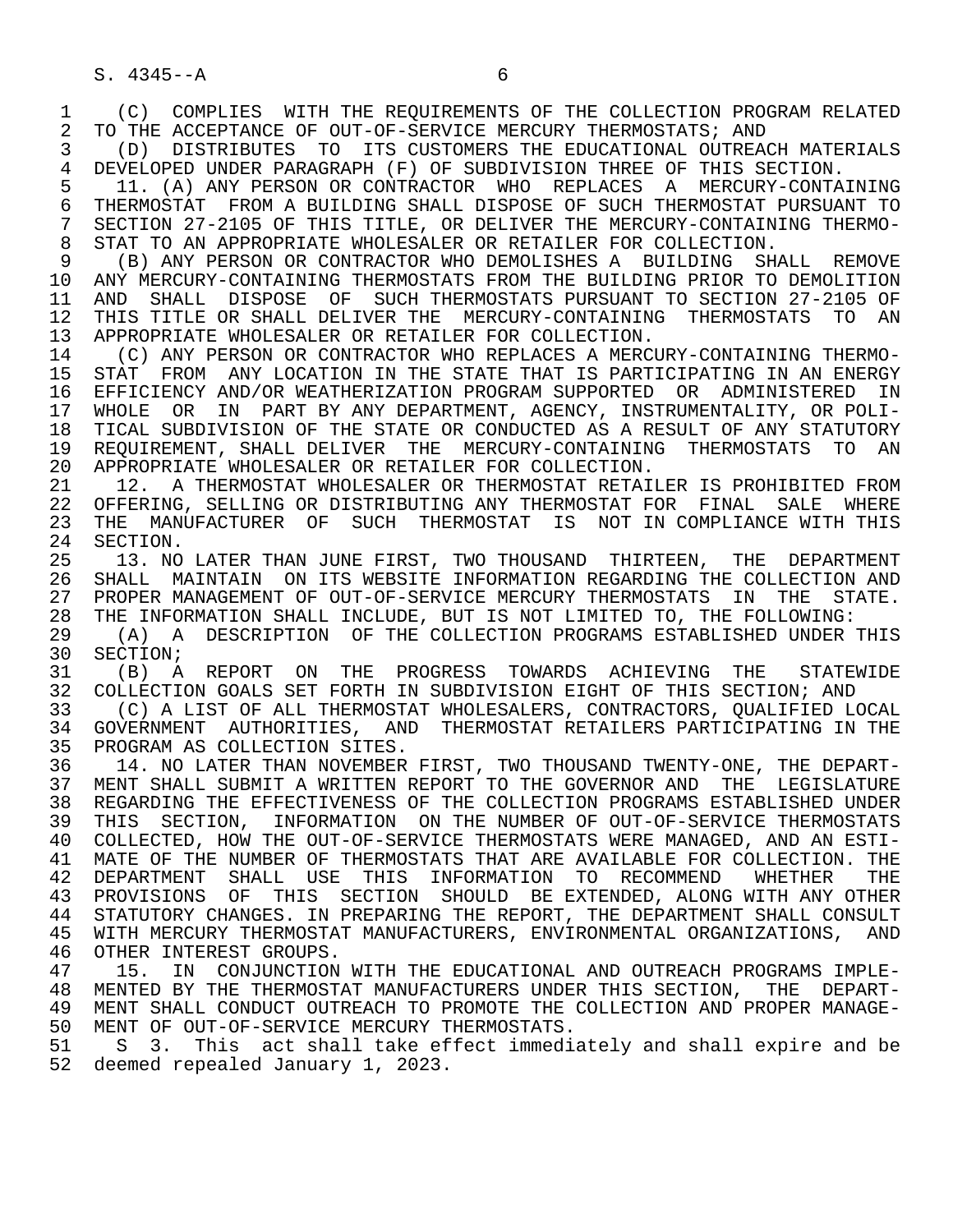(C) COMPLIES WITH THE REQUIREMENTS OF THE COLLECTION PROGRAM RELATED TO THE ACCEPTANCE OF OUT-OF-SERVICE MERCURY THERMOSTATS; AND

(D) DISTRIBUTES TO ITS CUSTOMERS THE EDUCATIONAL OUTREACH MATERIALS DEVELOPED UNDER PARAGRAPH (F) OF SUBDIVISION THREE OF THIS SECTION.

11. (A) ANY PERSON OR CONTRACTOR WHO REPLACES A MERCURY-CONTAINING THERMOSTAT FROM A BUILDING SHALL DISPOSE OF SUCH THERMOSTAT PURSUANT TO SECTION 27-2105 OF THIS TITLE, OR DELIVER THE MERCURY-CONTAINING THERMOSTAT TO AN APPROPRIATE WHOLESALER OR RETAILER FOR COLLECTION.

(B) ANY PERSON OR CONTRACTOR WHO DEMOLISHES A BUILDING SHALL REMOVE ANY MERCURY-CONTAINING THERMOSTATS FROM THE BUILDING PRIOR TO DEMOLITION AND SHALL DISPOSE OF SUCH THERMOSTATS PURSUANT TO SECTION 27-2105 OF THIS TITLE OR SHALL DELIVER THE MERCURY-CONTAINING THERMOSTATS TO AN APPROPRIATE WHOLESALER OR RETAILER FOR COLLECTION.

(C) ANY PERSON OR CONTRACTOR WHO REPLACES A MERCURY-CONTAINING THERMOSTAT FROM ANY LOCATION IN THE STATE THAT IS PARTICIPATING IN AN ENERGY EFFICIENCY AND/OR WEATHERIZATION PROGRAM SUPPORTED OR ADMINISTERED IN WHOLE OR IN PART BY ANY DEPARTMENT, AGENCY, INSTRUMENTALITY, OR POLITICAL SUBDIVISION OF THE STATE OR CONDUCTED AS A RESULT OF ANY STATUTORY REQUIREMENT, SHALL DELIVER THE MERCURY-CONTAINING THERMOSTATS TO AN APPROPRIATE WHOLESALER OR RETAILER FOR COLLECTION.

12. A THERMOSTAT WHOLESALER OR THERMOSTAT RETAILER IS PROHIBITED FROM OFFERING, SELLING OR DISTRIBUTING ANY THERMOSTAT FOR FINAL SALE WHERE THE MANUFACTURER OF SUCH THERMOSTAT IS NOT IN COMPLIANCE WITH THIS SECTION.

13. NO LATER THAN JUNE FIRST, TWO THOUSAND THIRTEEN, THE DEPARTMENT SHALL MAINTAIN ON ITS WEBSITE INFORMATION REGARDING THE COLLECTION AND PROPER MANAGEMENT OF OUT-OF-SERVICE MERCURY THERMOSTATS IN THE STATE. THE INFORMATION SHALL INCLUDE, BUT IS NOT LIMITED TO, THE FOLLOWING:

(A) A DESCRIPTION OF THE COLLECTION PROGRAMS ESTABLISHED UNDER THIS SECTION;

(B) A REPORT ON THE PROGRESS TOWARDS ACHIEVING THE STATEWIDE COLLECTION GOALS SET FORTH IN SUBDIVISION EIGHT OF THIS SECTION; AND

(C) A LIST OF ALL THERMOSTAT WHOLESALERS, CONTRACTORS, QUALIFIED LOCAL GOVERNMENT AUTHORITIES, AND THERMOSTAT RETAILERS PARTICIPATING IN THE PROGRAM AS COLLECTION SITES.

14. NO LATER THAN NOVEMBER FIRST, TWO THOUSAND TWENTY-ONE, THE DEPARTMENT SHALL SUBMIT A WRITTEN REPORT TO THE GOVERNOR AND THE LEGISLATURE REGARDING THE EFFECTIVENESS OF THE COLLECTION PROGRAMS ESTABLISHED UNDER THIS SECTION, INFORMATION ON THE NUMBER OF OUT-OF-SERVICE THERMOSTATS COLLECTED, HOW THE OUT-OF-SERVICE THERMOSTATS WERE MANAGED, AND AN ESTIMATE OF THE NUMBER OF THERMOSTATS THAT ARE AVAILABLE FOR COLLECTION. THE DEPARTMENT SHALL USE THIS INFORMATION TO RECOMMEND WHETHER THE PROVISIONS OF THIS SECTION SHOULD BE EXTENDED, ALONG WITH ANY OTHER STATUTORY CHANGES. IN PREPARING THE REPORT, THE DEPARTMENT SHALL CONSULT WITH MERCURY THERMOSTAT MANUFACTURERS, ENVIRONMENTAL ORGANIZATIONS, AND OTHER INTEREST GROUPS.

15. IN CONJUNCTION WITH THE EDUCATIONAL AND OUTREACH PROGRAMS IMPLEMENTED BY THE THERMOSTAT MANUFACTURERS UNDER THIS SECTION, THE DEPARTMENT SHALL CONDUCT OUTREACH TO PROMOTE THE COLLECTION AND PROPER MANAGEMENT OF OUT-OF-SERVICE MERCURY THERMOSTATS.

S 3. This act shall take effect immediately and shall expire and be deemed repealed January 1, 2023.